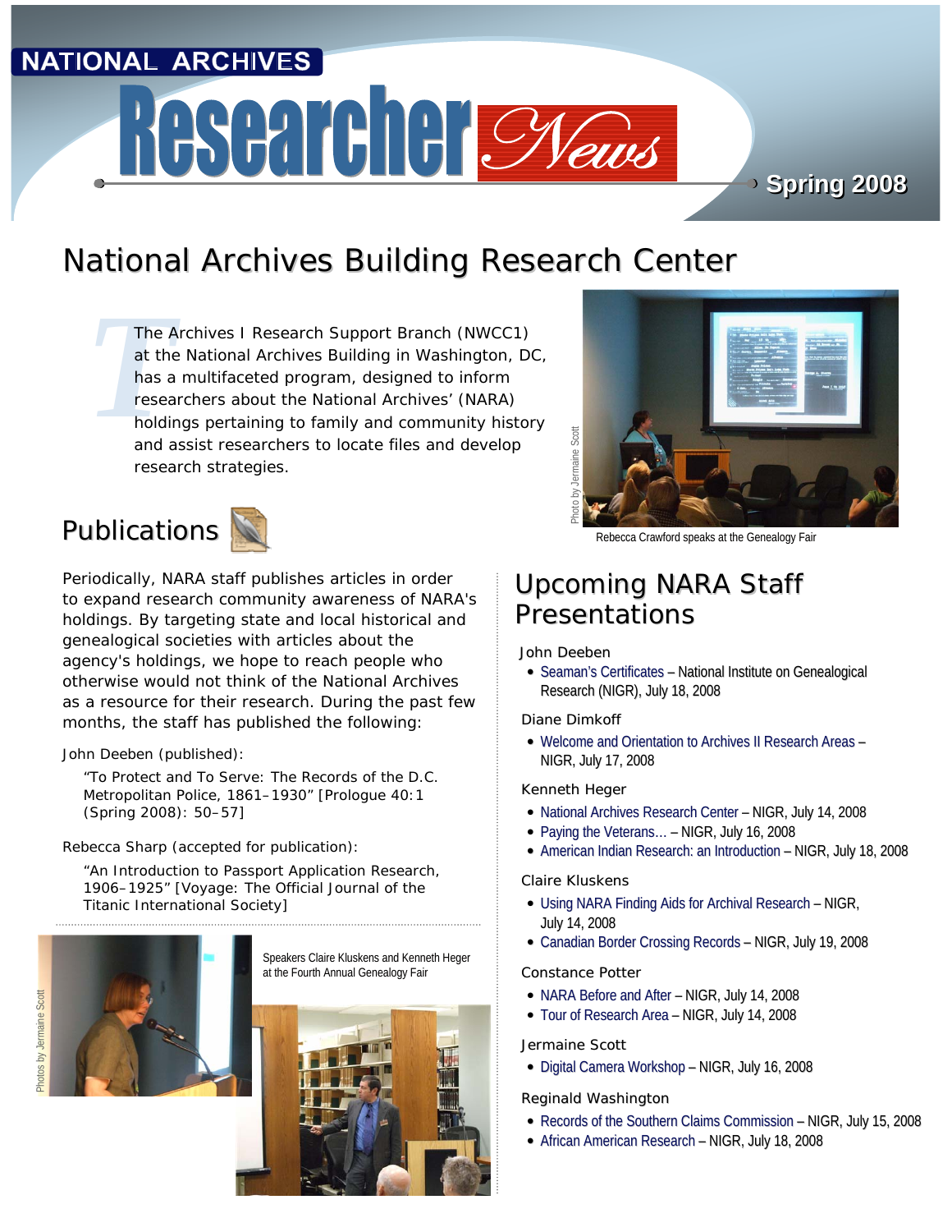# National Archives Researcher News

Spring 2008

## National Archives Building Research Center

The Archives I Research Support Branch (NWCC1) at the National Archives Building in Washington, DC, has a multifaceted program, designed to inform researchers about the National Archives' (NARA) holdings pertaining to family and community history and assist researchers to locate files and develop research strategies.

Photo by Jermaine Scott

Rebecca Crawford speaks at the Genealogy Fair

## Publications

Periodically, NARA staff publishes articles in order to expand research community awareness of NARA's holdings. By targeting state and local historical and genealogical societies with articles about the agency's holdings, we hope to reach people who otherwise would not think of the National Archives as a resource for their research. During the past few months, the staff has published the following:

John Deeben (published):

"To Protect and To Serve: The Records of the D.C. Metropolitan Police, 1861–1930" [Prologue 40:1 (Spring 2008): 50–57]

Rebecca Sharp (accepted for publication):

"An Introduction to Passport Application Research, 1906–1925" [Voyage: The Official Journal of the Titanic International Society]

Photos by Jermaine Scott

Speakers Claire Kluskens and Kenneth Heger at the Fourth Annual Genealogy Fair

## Upcoming NARA Staff Presentations

John Deeben

- Seaman's Certificates – National Institute on Genealogical Research (NIGR), July 18, 2008

Diane Dimkoff

- Welcome and Orientation to Archives II Research Areas – NIGR, July 17, 2008

Kenneth Heger

- National Archives Research Center – NIGR, July 14, 2008
- Paying the Veterans… – NIGR, July 16, 2008
- American Indian Research: an Introduction – NIGR, July 18, 2008

Claire Kluskens

- Using NARA Finding Aids for Archival Research – NIGR, July 14, 2008
- Canadian Border Crossing Records – NIGR, July 19, 2008

Constance Potter

- NARA Before and After – NIGR, July 14, 2008
- Tour of Research Area – NIGR, July 14, 2008

Jermaine Scott

- Digital Camera Workshop – NIGR, July 16, 2008

Reginald Washington

- Records of the Southern Claims Commission – NIGR, July 15, 2008
- African American Research – NIGR, July 18, 2008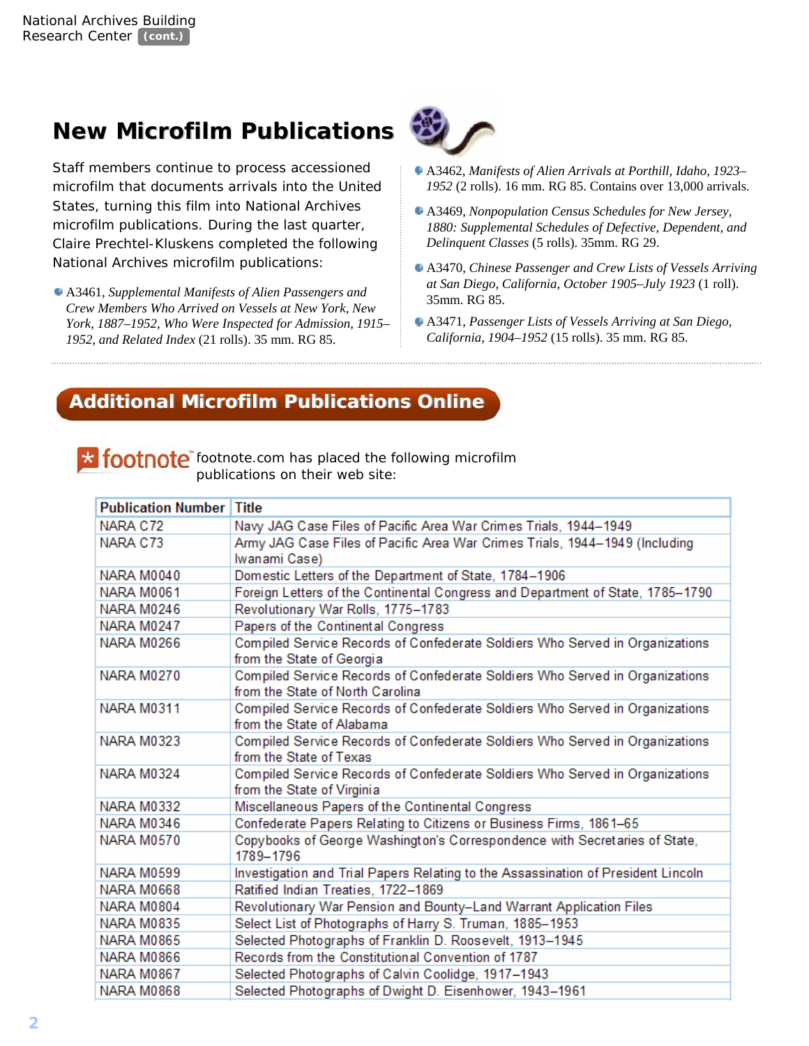## New Microfilm Publications

Staff members continue to process accessioned microfilm that documents arrivals into the United States, turning this film into National Archives microfilm publications. During the last quarter, Claire Prechtel-Kluskens completed the following National Archives microfilm publications:

- A3461, *Supplemental Manifests of Alien Passengers and Crew Members Who Arrived on Vessels at New York, New York, 1887–1952, Who Were Inspected for Admission, 1915–1952, and Related Index* (21 rolls). 35 mm. RG 85.
- A3462, *Manifests of Alien Arrivals at Porthill, Idaho, 1923–1952* (2 rolls). 16 mm. RG 85. Contains over 13,000 arrivals.
- A3469, *Nonpopulation Census Schedules for New Jersey, 1880: Supplemental Schedules of Defective, Dependent, and Delinquent Classes* (5 rolls). 35mm. RG 29.
- A3470, *Chinese Passenger and Crew Lists of Vessels Arriving at San Diego, California, October 1905–July 1923* (1 roll). 35mm. RG 85.
- A3471, *Passenger Lists of Vessels Arriving at San Diego, California, 1904–1952* (15 rolls). 35 mm. RG 85.

## Additional Microfilm Publications Online

footnote.com has placed the following microfilm publications on their web site:

| Publication Number | Title |
|---|---|
| NARA C72 | Navy JAG Case Files of Pacific Area War Crimes Trials, 1944–1949 |
| NARA C73 | Army JAG Case Files of Pacific Area War Crimes Trials, 1944–1949 (Including Iwanami Case) |
| NARA M0040 | Domestic Letters of the Department of State, 1784–1906 |
| NARA M0061 | Foreign Letters of the Continental Congress and Department of State, 1785–1790 |
| NARA M0246 | Revolutionary War Rolls, 1775–1783 |
| NARA M0247 | Papers of the Continental Congress |
| NARA M0266 | Compiled Service Records of Confederate Soldiers Who Served in Organizations from the State of Georgia |
| NARA M0270 | Compiled Service Records of Confederate Soldiers Who Served in Organizations from the State of North Carolina |
| NARA M0311 | Compiled Service Records of Confederate Soldiers Who Served in Organizations from the State of Alabama |
| NARA M0323 | Compiled Service Records of Confederate Soldiers Who Served in Organizations from the State of Texas |
| NARA M0324 | Compiled Service Records of Confederate Soldiers Who Served in Organizations from the State of Virginia |
| NARA M0332 | Miscellaneous Papers of the Continental Congress |
| NARA M0346 | Confederate Papers Relating to Citizens or Business Firms, 1861–65 |
| NARA M0570 | Copybooks of George Washington's Correspondence with Secretaries of State, 1789–1796 |
| NARA M0599 | Investigation and Trial Papers Relating to the Assassination of President Lincoln |
| NARA M0668 | Ratified Indian Treaties, 1722–1869 |
| NARA M0804 | Revolutionary War Pension and Bounty–Land Warrant Application Files |
| NARA M0835 | Select List of Photographs of Harry S. Truman, 1885–1953 |
| NARA M0865 | Selected Photographs of Franklin D. Roosevelt, 1913–1945 |
| NARA M0866 | Records from the Constitutional Convention of 1787 |
| NARA M0867 | Selected Photographs of Calvin Coolidge, 1917–1943 |
| NARA M0868 | Selected Photographs of Dwight D. Eisenhower, 1943–1961 |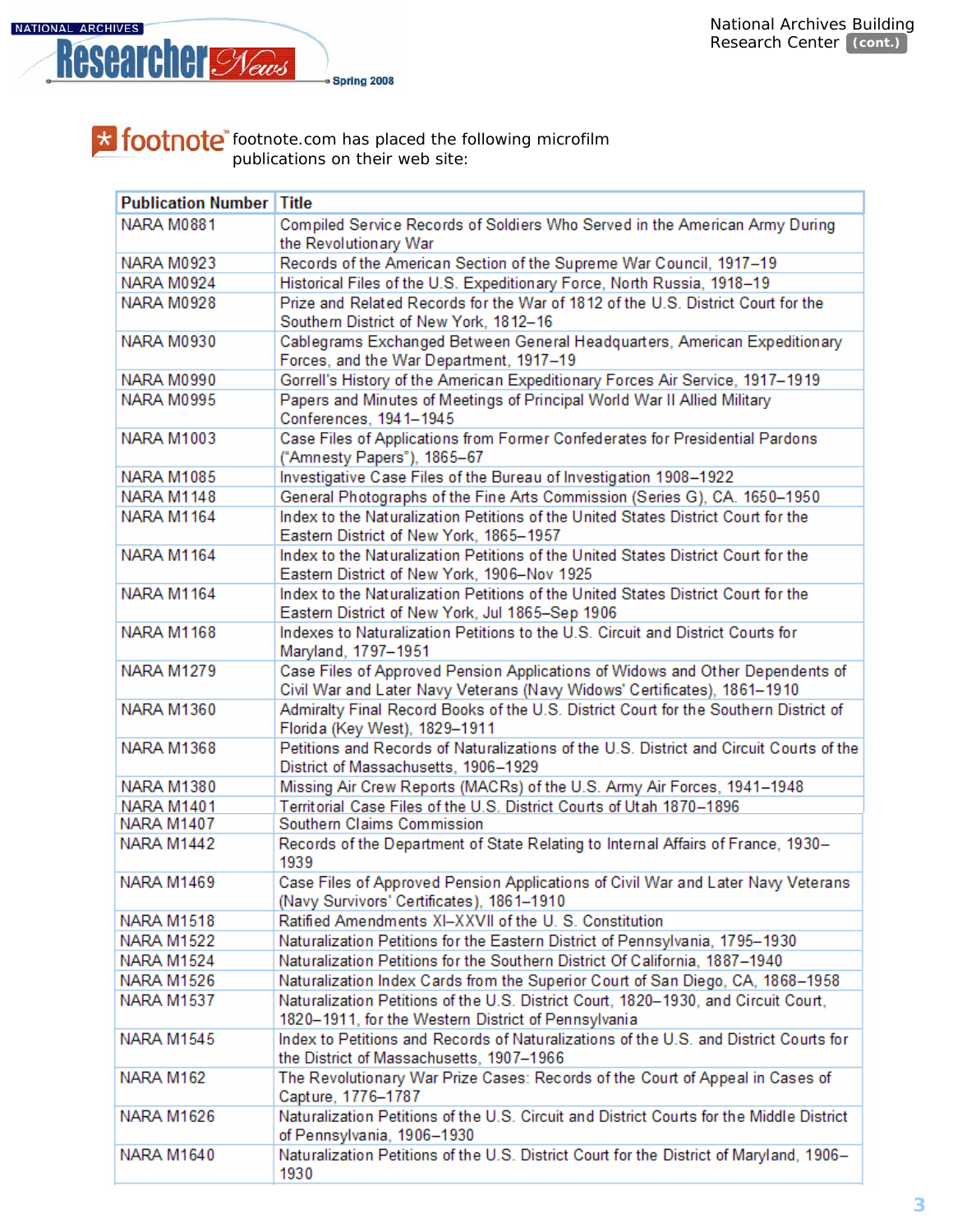footnote.com has placed the following microfilm publications on their web site:

| Publication Number | Title |
|---|---|
| NARA M0881 | Compiled Service Records of Soldiers Who Served in the American Army During the Revolutionary War |
| NARA M0923 | Records of the American Section of the Supreme War Council, 1917–19 |
| NARA M0924 | Historical Files of the U.S. Expeditionary Force, North Russia, 1918–19 |
| NARA M0928 | Prize and Related Records for the War of 1812 of the U.S. District Court for the Southern District of New York, 1812–16 |
| NARA M0930 | Cablegrams Exchanged Between General Headquarters, American Expeditionary Forces, and the War Department, 1917–19 |
| NARA M0990 | Gorrell's History of the American Expeditionary Forces Air Service, 1917–1919 |
| NARA M0995 | Papers and Minutes of Meetings of Principal World War II Allied Military Conferences, 1941–1945 |
| NARA M1003 | Case Files of Applications from Former Confederates for Presidential Pardons ("Amnesty Papers"), 1865–67 |
| NARA M1085 | Investigative Case Files of the Bureau of Investigation 1908–1922 |
| NARA M1148 | General Photographs of the Fine Arts Commission (Series G), CA. 1650–1950 |
| NARA M1164 | Index to the Naturalization Petitions of the United States District Court for the Eastern District of New York, 1865–1957 |
| NARA M1164 | Index to the Naturalization Petitions of the United States District Court for the Eastern District of New York, 1906–Nov 1925 |
| NARA M1164 | Index to the Naturalization Petitions of the United States District Court for the Eastern District of New York, Jul 1865–Sep 1906 |
| NARA M1168 | Indexes to Naturalization Petitions to the U.S. Circuit and District Courts for Maryland, 1797–1951 |
| NARA M1279 | Case Files of Approved Pension Applications of Widows and Other Dependents of Civil War and Later Navy Veterans (Navy Widows' Certificates), 1861–1910 |
| NARA M1360 | Admiralty Final Record Books of the U.S. District Court for the Southern District of Florida (Key West), 1829–1911 |
| NARA M1368 | Petitions and Records of Naturalizations of the U.S. District and Circuit Courts of the District of Massachusetts, 1906–1929 |
| NARA M1380 | Missing Air Crew Reports (MACRs) of the U.S. Army Air Forces, 1941–1948 |
| NARA M1401 | Territorial Case Files of the U.S. District Courts of Utah 1870–1896 |
| NARA M1407 | Southern Claims Commission |
| NARA M1442 | Records of the Department of State Relating to Internal Affairs of France, 1930–1939 |
| NARA M1469 | Case Files of Approved Pension Applications of Civil War and Later Navy Veterans (Navy Survivors' Certificates), 1861–1910 |
| NARA M1518 | Ratified Amendments XI–XXVII of the U. S. Constitution |
| NARA M1522 | Naturalization Petitions for the Eastern District of Pennsylvania, 1795–1930 |
| NARA M1524 | Naturalization Petitions for the Southern District Of California, 1887–1940 |
| NARA M1526 | Naturalization Index Cards from the Superior Court of San Diego, CA, 1868–1958 |
| NARA M1537 | Naturalization Petitions of the U.S. District Court, 1820–1930, and Circuit Court, 1820–1911, for the Western District of Pennsylvania |
| NARA M1545 | Index to Petitions and Records of Naturalizations of the U.S. and District Courts for the District of Massachusetts, 1907–1966 |
| NARA M162 | The Revolutionary War Prize Cases: Records of the Court of Appeal in Cases of Capture, 1776–1787 |
| NARA M1626 | Naturalization Petitions of the U.S. Circuit and District Courts for the Middle District of Pennsylvania, 1906–1930 |
| NARA M1640 | Naturalization Petitions of the U.S. District Court for the District of Maryland, 1906–1930 |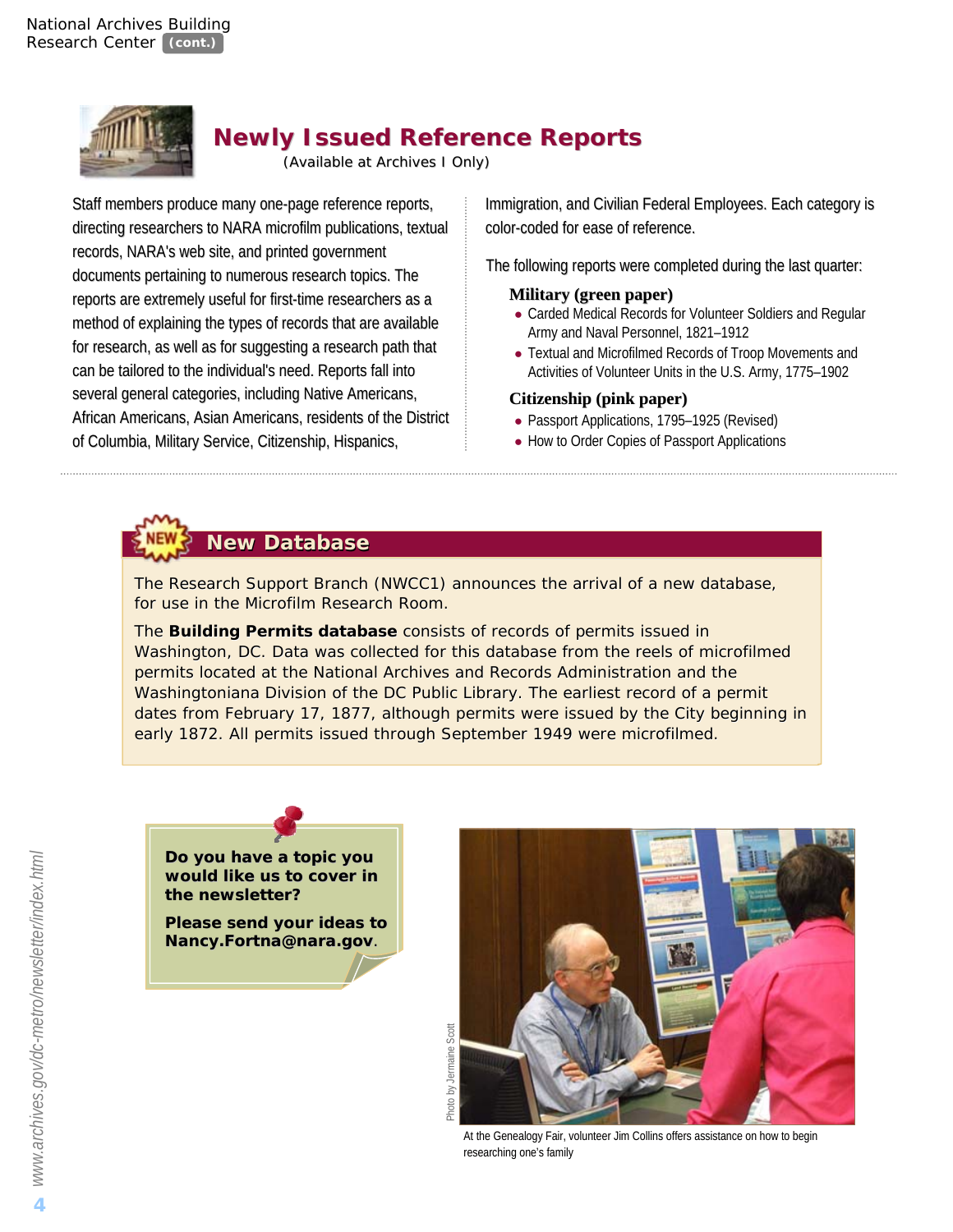## Newly Issued Reference Reports

(Available at Archives I Only)

Staff members produce many one-page reference reports, directing researchers to NARA microfilm publications, textual records, NARA's web site, and printed government documents pertaining to numerous research topics. The reports are extremely useful for first-time researchers as a method of explaining the types of records that are available for research, as well as for suggesting a research path that can be tailored to the individual's need. Reports fall into several general categories, including Native Americans, African Americans, Asian Americans, residents of the District of Columbia, Military Service, Citizenship, Hispanics, Immigration, and Civilian Federal Employees. Each category is color-coded for ease of reference.

The following reports were completed during the last quarter:

**Military (green paper)**

- Carded Medical Records for Volunteer Soldiers and Regular Army and Naval Personnel, 1821–1912
- Textual and Microfilmed Records of Troop Movements and Activities of Volunteer Units in the U.S. Army, 1775–1902

**Citizenship (pink paper)**

- Passport Applications, 1795–1925 (Revised)
- How to Order Copies of Passport Applications

## New Database

The Research Support Branch (NWCC1) announces the arrival of a new database, for use in the Microfilm Research Room.

The **Building Permits database** consists of records of permits issued in Washington, DC. Data was collected for this database from the reels of microfilmed permits located at the National Archives and Records Administration and the Washingtoniana Division of the DC Public Library. The earliest record of a permit dates from February 17, 1877, although permits were issued by the City beginning in early 1872. All permits issued through September 1949 were microfilmed.

**Do you have a topic you would like us to cover in the newsletter?**

**Please send your ideas to Nancy.Fortna@nara.gov**.

Photo by Jermaine Scott

At the Genealogy Fair, volunteer Jim Collins offers assistance on how to begin researching one's family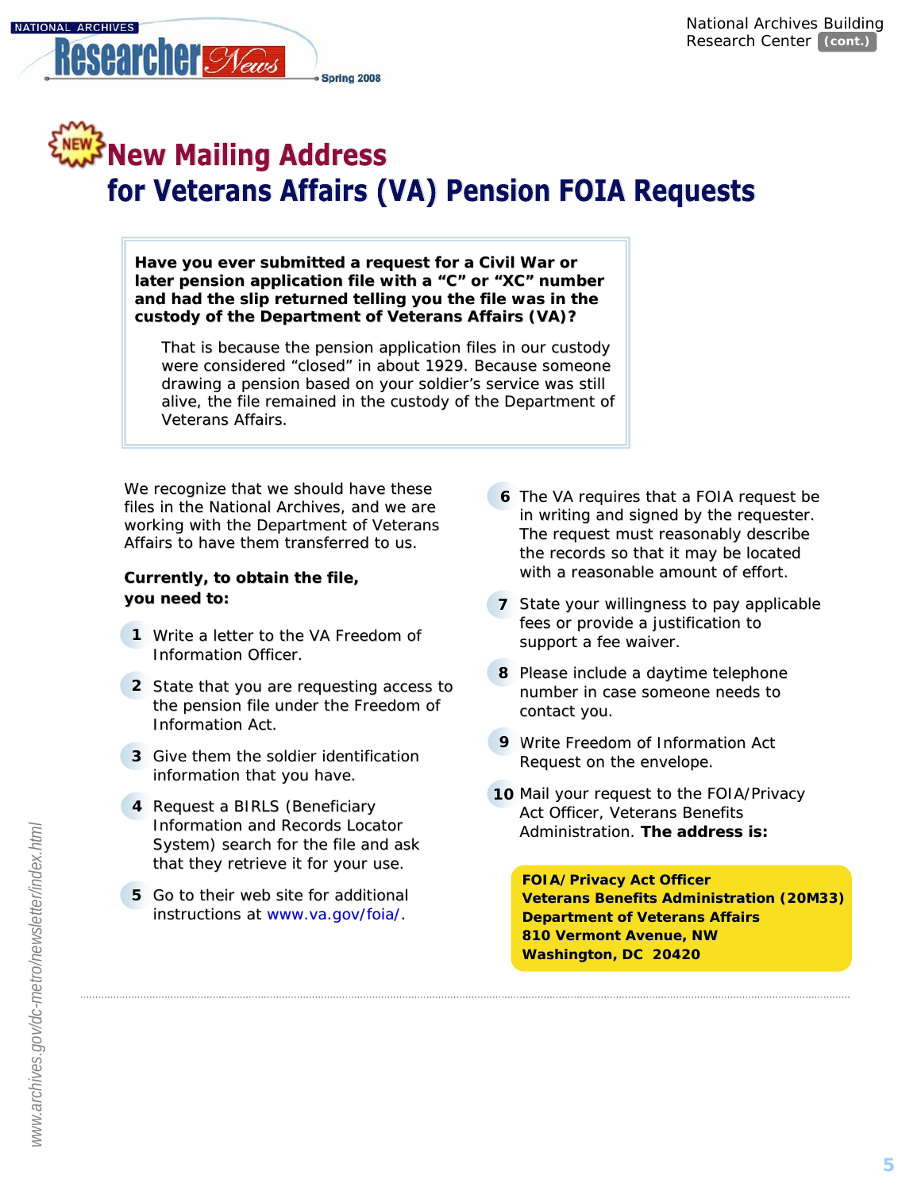# NEW New Mailing Address for Veterans Affairs (VA) Pension FOIA Requests

**Have you ever submitted a request for a Civil War or later pension application file with a "C" or "XC" number and had the slip returned telling you the file was in the custody of the Department of Veterans Affairs (VA)?**

That is because the pension application files in our custody were considered "closed" in about 1929. Because someone drawing a pension based on your soldier's service was still alive, the file remained in the custody of the Department of Veterans Affairs.

We recognize that we should have these files in the National Archives, and we are working with the Department of Veterans Affairs to have them transferred to us.

**Currently, to obtain the file, you need to:**

1. Write a letter to the VA Freedom of Information Officer.
2. State that you are requesting access to the pension file under the Freedom of Information Act.
3. Give them the soldier identification information that you have.
4. Request a BIRLS (Beneficiary Information and Records Locator System) search for the file and ask that they retrieve it for your use.
5. Go to their web site for additional instructions at www.va.gov/foia/.
6. The VA requires that a FOIA request be in writing and signed by the requester. The request must reasonably describe the records so that it may be located with a reasonable amount of effort.
7. State your willingness to pay applicable fees or provide a justification to support a fee waiver.
8. Please include a daytime telephone number in case someone needs to contact you.
9. Write Freedom of Information Act Request on the envelope.
10. Mail your request to the FOIA/Privacy Act Officer, Veterans Benefits Administration. **The address is:**

**FOIA/Privacy Act Officer**
**Veterans Benefits Administration (20M33)**
**Department of Veterans Affairs**
**810 Vermont Avenue, NW**
**Washington, DC 20420**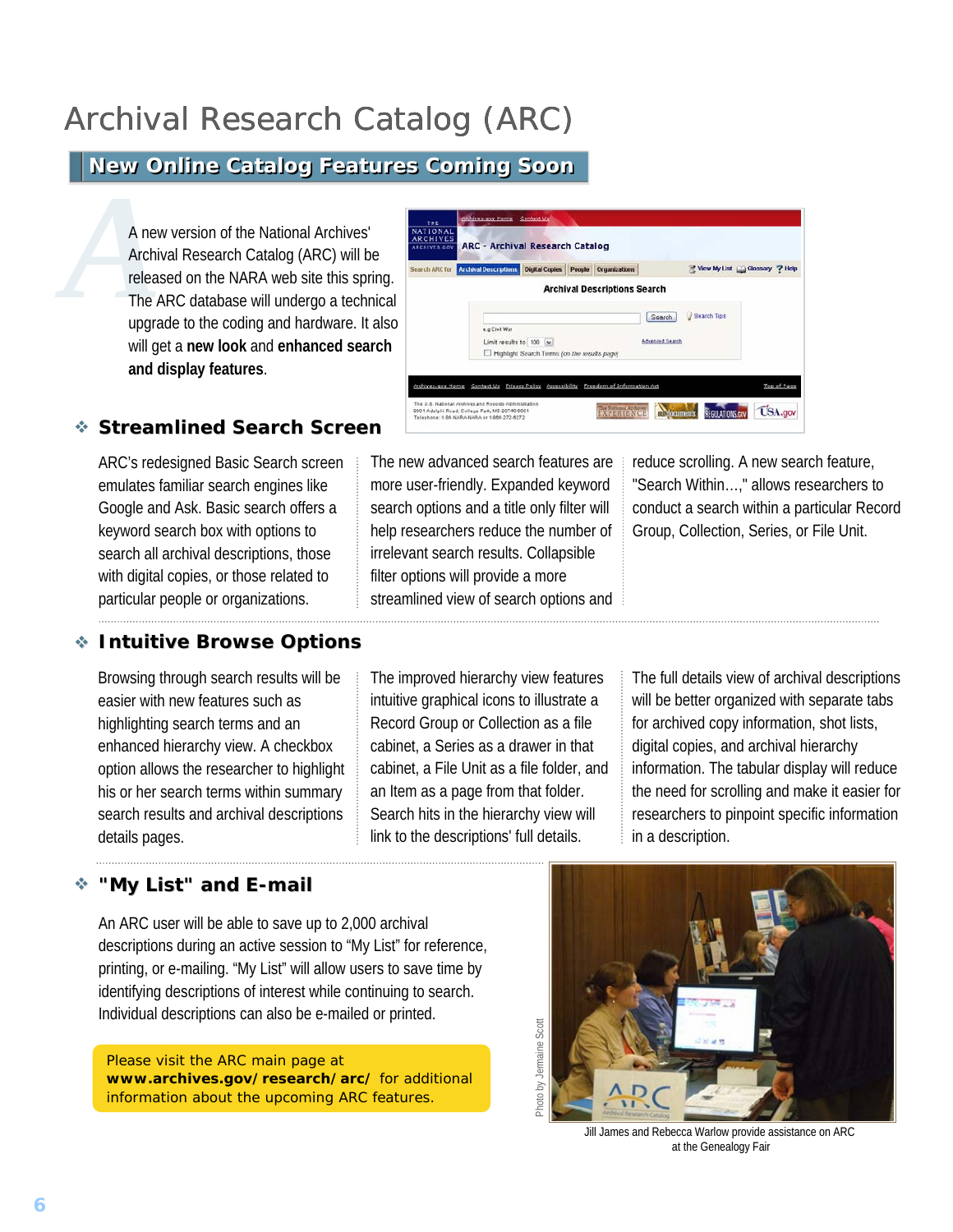# Archival Research Catalog (ARC)

## New Online Catalog Features Coming Soon

A new version of the National Archives' Archival Research Catalog (ARC) will be released on the NARA web site this spring. The ARC database will undergo a technical upgrade to the coding and hardware. It also will get a **new look** and **enhanced search and display features**.

### Streamlined Search Screen

ARC's redesigned Basic Search screen emulates familiar search engines like Google and Ask. Basic search offers a keyword search box with options to search all archival descriptions, those with digital copies, or those related to particular people or organizations.

The new advanced search features are more user-friendly. Expanded keyword search options and a title only filter will help researchers reduce the number of irrelevant search results. Collapsible filter options will provide a more streamlined view of search options and reduce scrolling. A new search feature, "Search Within…," allows researchers to conduct a search within a particular Record Group, Collection, Series, or File Unit.

### Intuitive Browse Options

Browsing through search results will be easier with new features such as highlighting search terms and an enhanced hierarchy view. A checkbox option allows the researcher to highlight his or her search terms within summary search results and archival descriptions details pages.

The improved hierarchy view features intuitive graphical icons to illustrate a Record Group or Collection as a file cabinet, a Series as a drawer in that cabinet, a File Unit as a file folder, and an Item as a page from that folder. Search hits in the hierarchy view will link to the descriptions' full details.

The full details view of archival descriptions will be better organized with separate tabs for archived copy information, shot lists, digital copies, and archival hierarchy information. The tabular display will reduce the need for scrolling and make it easier for researchers to pinpoint specific information in a description.

### "My List" and E-mail

An ARC user will be able to save up to 2,000 archival descriptions during an active session to "My List" for reference, printing, or e-mailing. "My List" will allow users to save time by identifying descriptions of interest while continuing to search. Individual descriptions can also be e-mailed or printed.

Please visit the ARC main page at **www.archives.gov/research/arc/** for additional information about the upcoming ARC features.

Photo by Jermaine Scott

Jill James and Rebecca Warlow provide assistance on ARC at the Genealogy Fair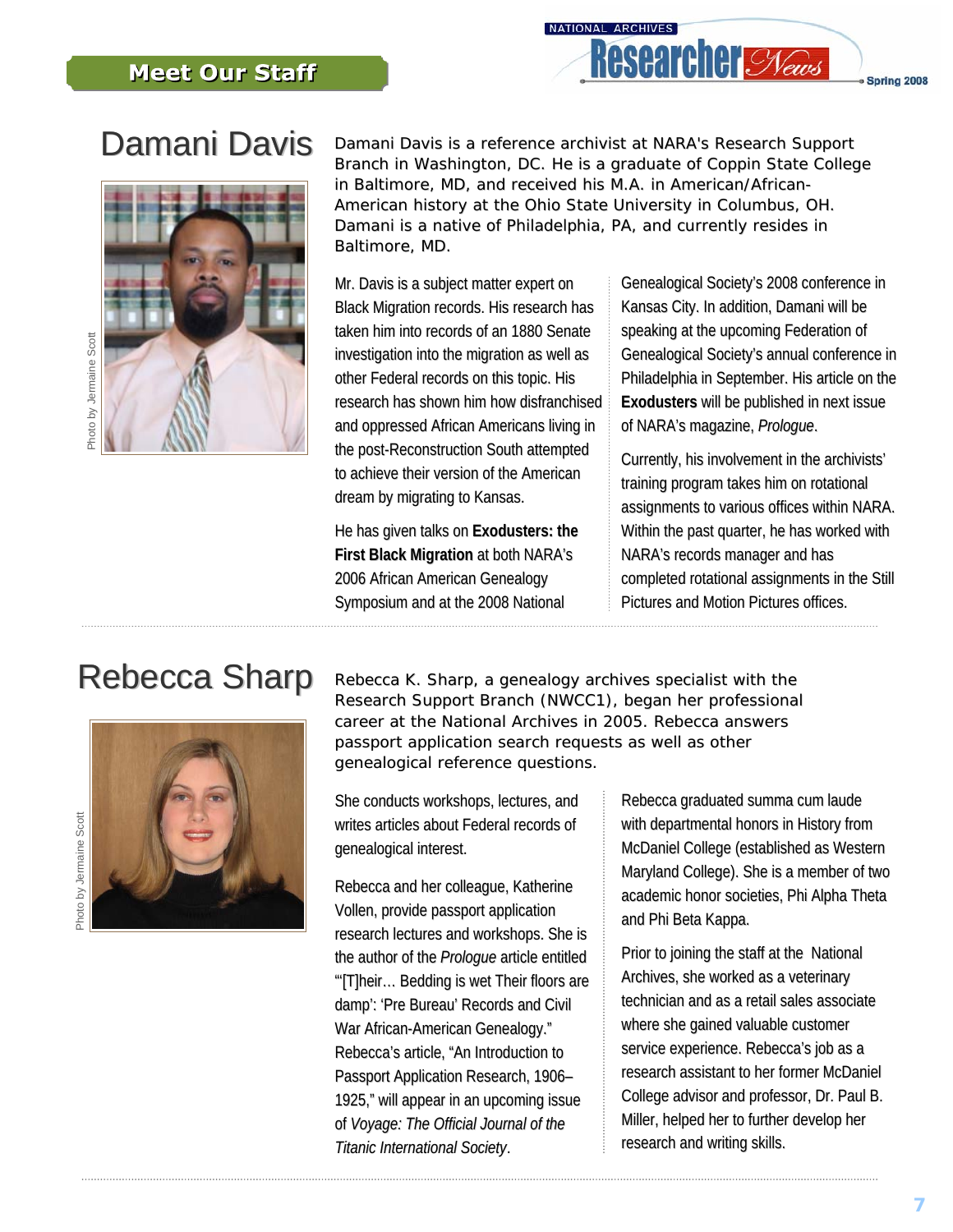## Meet Our Staff

# Damani Davis

Photo by Jermaine Scott

Damani Davis is a reference archivist at NARA's Research Support Branch in Washington, DC. He is a graduate of Coppin State College in Baltimore, MD, and received his M.A. in American/African-American history at the Ohio State University in Columbus, OH. Damani is a native of Philadelphia, PA, and currently resides in Baltimore, MD.

Mr. Davis is a subject matter expert on Black Migration records. His research has taken him into records of an 1880 Senate investigation into the migration as well as other Federal records on this topic. His research has shown him how disfranchised and oppressed African Americans living in the post-Reconstruction South attempted to achieve their version of the American dream by migrating to Kansas.

He has given talks on **Exodusters: the First Black Migration** at both NARA's 2006 African American Genealogy Symposium and at the 2008 National Genealogical Society's 2008 conference in Kansas City. In addition, Damani will be speaking at the upcoming Federation of Genealogical Society's annual conference in Philadelphia in September. His article on the **Exodusters** will be published in next issue of NARA's magazine, *Prologue*.

Currently, his involvement in the archivists' training program takes him on rotational assignments to various offices within NARA. Within the past quarter, he has worked with NARA's records manager and has completed rotational assignments in the Still Pictures and Motion Pictures offices.

# Rebecca Sharp

Photo by Jermaine Scott

Rebecca K. Sharp, a genealogy archives specialist with the Research Support Branch (NWCC1), began her professional career at the National Archives in 2005. Rebecca answers passport application search requests as well as other genealogical reference questions.

She conducts workshops, lectures, and writes articles about Federal records of genealogical interest.

Rebecca and her colleague, Katherine Vollen, provide passport application research lectures and workshops. She is the author of the *Prologue* article entitled "'[T]heir… Bedding is wet Their floors are damp': 'Pre Bureau' Records and Civil War African-American Genealogy." Rebecca's article, "An Introduction to Passport Application Research, 1906–1925," will appear in an upcoming issue of *Voyage: The Official Journal of the Titanic International Society*.

Rebecca graduated summa cum laude with departmental honors in History from McDaniel College (established as Western Maryland College). She is a member of two academic honor societies, Phi Alpha Theta and Phi Beta Kappa.

Prior to joining the staff at the National Archives, she worked as a veterinary technician and as a retail sales associate where she gained valuable customer service experience. Rebecca's job as a research assistant to her former McDaniel College advisor and professor, Dr. Paul B. Miller, helped her to further develop her research and writing skills.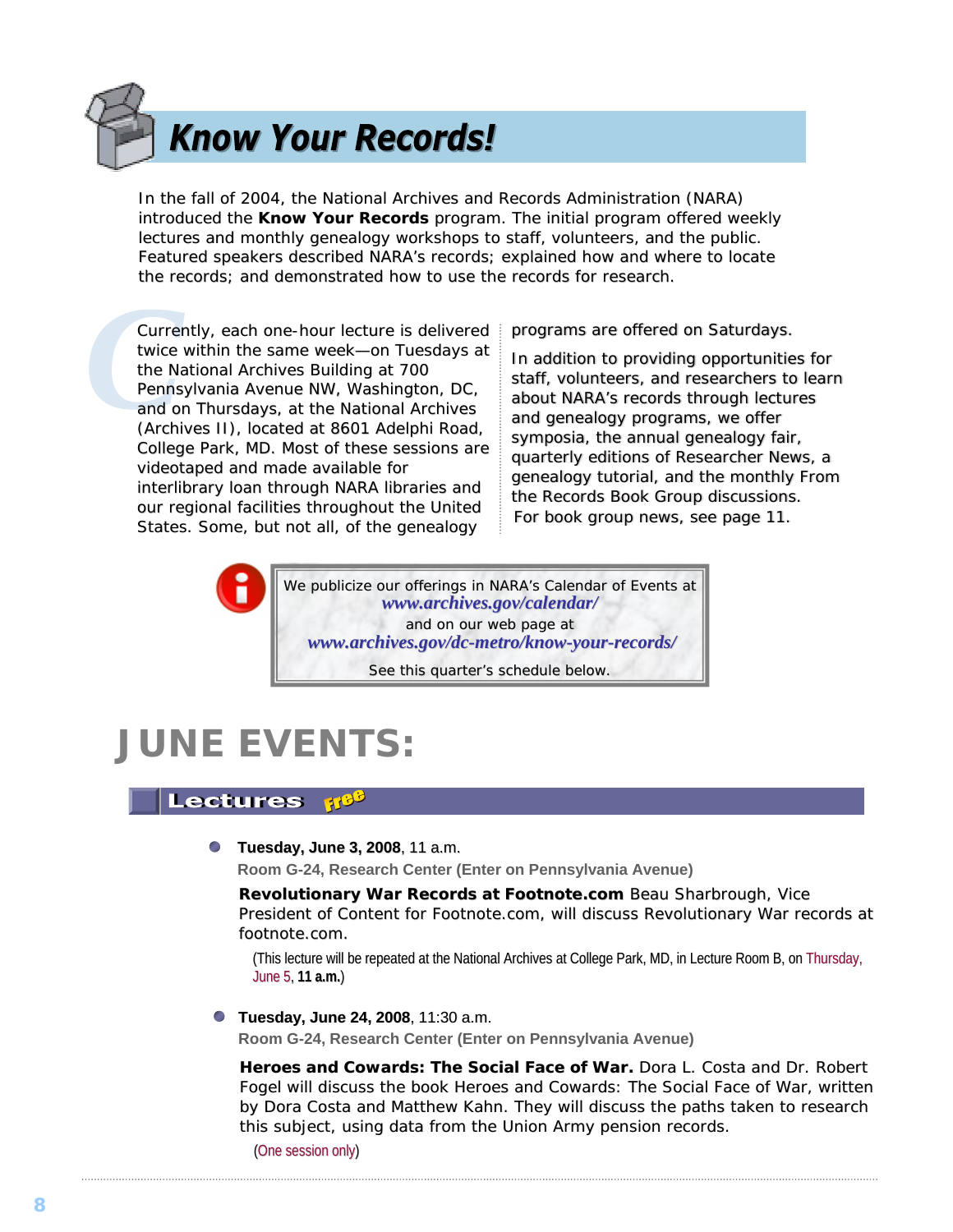# Know Your Records!

In the fall of 2004, the National Archives and Records Administration (NARA) introduced the **Know Your Records** program. The initial program offered weekly lectures and monthly genealogy workshops to staff, volunteers, and the public. Featured speakers described NARA's records; explained how and where to locate the records; and demonstrated how to use the records for research.

Currently, each one-hour lecture is delivered twice within the same week—on Tuesdays at the National Archives Building at 700 Pennsylvania Avenue NW, Washington, DC, and on Thursdays, at the National Archives (Archives II), located at 8601 Adelphi Road, College Park, MD. Most of these sessions are videotaped and made available for interlibrary loan through NARA libraries and our regional facilities throughout the United States. Some, but not all, of the genealogy programs are offered on Saturdays.

In addition to providing opportunities for staff, volunteers, and researchers to learn about NARA's records through lectures and genealogy programs, we offer symposia, the annual genealogy fair, quarterly editions of Researcher News, a genealogy tutorial, and the monthly From the Records Book Group discussions. For book group news, see page 11.

> We publicize our offerings in NARA's Calendar of Events at
> *www.archives.gov/calendar/*
> and on our web page at
> *www.archives.gov/dc-metro/know-your-records/*
> See this quarter's schedule below.

# JUNE EVENTS:

## Lectures *Free*

- **Tuesday, June 3, 2008**, 11 a.m.
  **Room G-24, Research Center (Enter on Pennsylvania Avenue)**

  **Revolutionary War Records at Footnote.com** Beau Sharbrough, Vice President of Content for Footnote.com, will discuss Revolutionary War records at footnote.com.

  (This lecture will be repeated at the National Archives at College Park, MD, in Lecture Room B, on Thursday, June 5, **11 a.m.**)

- **Tuesday, June 24, 2008**, 11:30 a.m.
  **Room G-24, Research Center (Enter on Pennsylvania Avenue)**

  **Heroes and Cowards: The Social Face of War.** Dora L. Costa and Dr. Robert Fogel will discuss the book Heroes and Cowards: The Social Face of War, written by Dora Costa and Matthew Kahn. They will discuss the paths taken to research this subject, using data from the Union Army pension records.

  (One session only)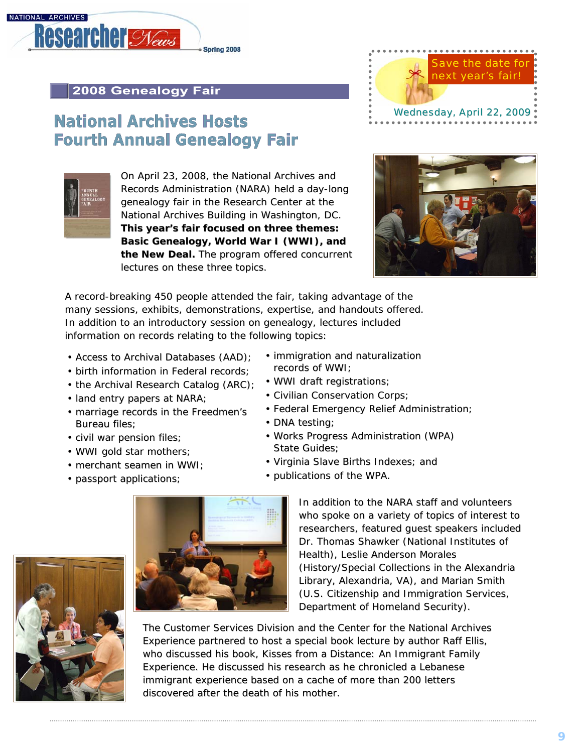## 2008 Genealogy Fair

Save the date for next year's fair!

Wednesday, April 22, 2009

# National Archives Hosts Fourth Annual Genealogy Fair

On April 23, 2008, the National Archives and Records Administration (NARA) held a day-long genealogy fair in the Research Center at the National Archives Building in Washington, DC. **This year's fair focused on three themes: Basic Genealogy, World War I (WWI), and the New Deal.** The program offered concurrent lectures on these three topics.

A record-breaking 450 people attended the fair, taking advantage of the many sessions, exhibits, demonstrations, expertise, and handouts offered. In addition to an introductory session on genealogy, lectures included information on records relating to the following topics:

- Access to Archival Databases (AAD);
- birth information in Federal records;
- the Archival Research Catalog (ARC);
- land entry papers at NARA;
- marriage records in the Freedmen's Bureau files;
- civil war pension files;
- WWI gold star mothers;
- merchant seamen in WWI;
- passport applications;
- immigration and naturalization records of WWI;
- WWI draft registrations;
- Civilian Conservation Corps;
- Federal Emergency Relief Administration;
- DNA testing;
- Works Progress Administration (WPA) State Guides;
- Virginia Slave Births Indexes; and
- publications of the WPA.

In addition to the NARA staff and volunteers who spoke on a variety of topics of interest to researchers, featured guest speakers included Dr. Thomas Shawker (National Institutes of Health), Leslie Anderson Morales (History/Special Collections in the Alexandria Library, Alexandria, VA), and Marian Smith (U.S. Citizenship and Immigration Services, Department of Homeland Security).

The Customer Services Division and the Center for the National Archives Experience partnered to host a special book lecture by author Raff Ellis, who discussed his book, Kisses from a Distance: An Immigrant Family Experience. He discussed his research as he chronicled a Lebanese immigrant experience based on a cache of more than 200 letters discovered after the death of his mother.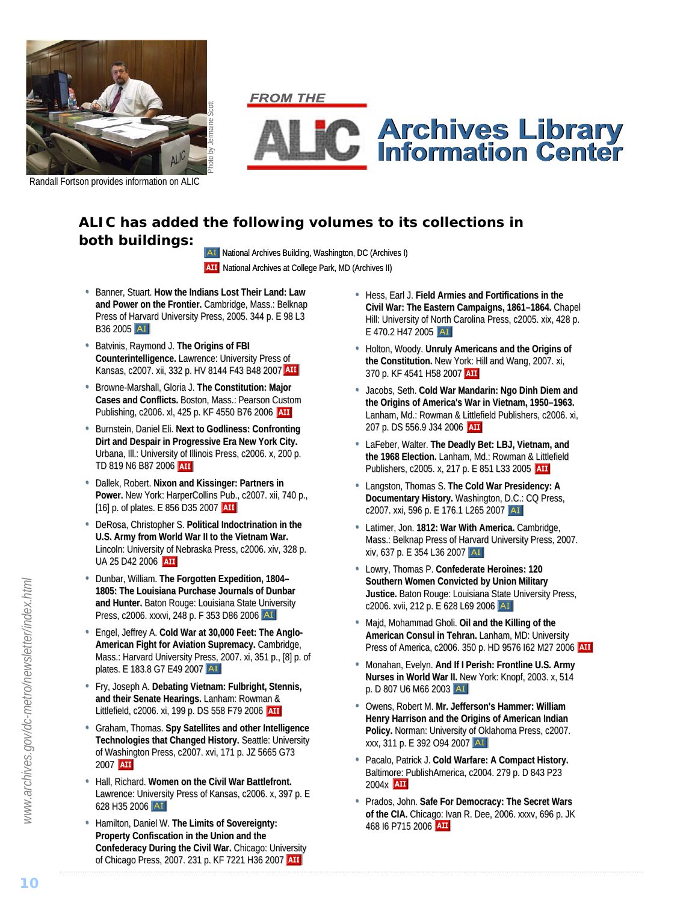Randall Fortson provides information on ALIC

Photo by Jermaine Scott

FROM THE

# ALIC Archives Library Information Center

## ALIC has added the following volumes to its collections in both buildings:

AI National Archives Building, Washington, DC (Archives I)

AII National Archives at College Park, MD (Archives II)

- Banner, Stuart. **How the Indians Lost Their Land: Law and Power on the Frontier.** Cambridge, Mass.: Belknap Press of Harvard University Press, 2005. 344 p. E 98 L3 B36 2005 AI
- Batvinis, Raymond J. **The Origins of FBI Counterintelligence.** Lawrence: University Press of Kansas, c2007. xii, 332 p. HV 8144 F43 B48 2007 AII
- Browne-Marshall, Gloria J. **The Constitution: Major Cases and Conflicts.** Boston, Mass.: Pearson Custom Publishing, c2006. xl, 425 p. KF 4550 B76 2006 AII
- Burnstein, Daniel Eli. **Next to Godliness: Confronting Dirt and Despair in Progressive Era New York City.** Urbana, Ill.: University of Illinois Press, c2006. x, 200 p. TD 819 N6 B87 2006 AII
- Dallek, Robert. **Nixon and Kissinger: Partners in Power.** New York: HarperCollins Pub., c2007. xii, 740 p., [16] p. of plates. E 856 D35 2007 AII
- DeRosa, Christopher S. **Political Indoctrination in the U.S. Army from World War II to the Vietnam War.** Lincoln: University of Nebraska Press, c2006. xiv, 328 p. UA 25 D42 2006 AII
- Dunbar, William. **The Forgotten Expedition, 1804–1805: The Louisiana Purchase Journals of Dunbar and Hunter.** Baton Rouge: Louisiana State University Press, c2006. xxxvi, 248 p. F 353 D86 2006 AI
- Engel, Jeffrey A. **Cold War at 30,000 Feet: The Anglo-American Fight for Aviation Supremacy.** Cambridge, Mass.: Harvard University Press, 2007. xi, 351 p., [8] p. of plates. E 183.8 G7 E49 2007 AI
- Fry, Joseph A. **Debating Vietnam: Fulbright, Stennis, and their Senate Hearings.** Lanham: Rowman & Littlefield, c2006. xi, 199 p. DS 558 F79 2006 AII
- Graham, Thomas. **Spy Satellites and other Intelligence Technologies that Changed History.** Seattle: University of Washington Press, c2007. xvi, 171 p. JZ 5665 G73 2007 AII
- Hall, Richard. **Women on the Civil War Battlefront.** Lawrence: University Press of Kansas, c2006. x, 397 p. E 628 H35 2006 AI
- Hamilton, Daniel W. **The Limits of Sovereignty: Property Confiscation in the Union and the Confederacy During the Civil War.** Chicago: University of Chicago Press, 2007. 231 p. KF 7221 H36 2007 AII
- Hess, Earl J. **Field Armies and Fortifications in the Civil War: The Eastern Campaigns, 1861–1864.** Chapel Hill: University of North Carolina Press, c2005. xix, 428 p. E 470.2 H47 2005 AI
- Holton, Woody. **Unruly Americans and the Origins of the Constitution.** New York: Hill and Wang, 2007. xi, 370 p. KF 4541 H58 2007 AII
- Jacobs, Seth. **Cold War Mandarin: Ngo Dinh Diem and the Origins of America's War in Vietnam, 1950–1963.** Lanham, Md.: Rowman & Littlefield Publishers, c2006. xi, 207 p. DS 556.9 J34 2006 AII
- LaFeber, Walter. **The Deadly Bet: LBJ, Vietnam, and the 1968 Election.** Lanham, Md.: Rowman & Littlefield Publishers, c2005. x, 217 p. E 851 L33 2005 AII
- Langston, Thomas S. **The Cold War Presidency: A Documentary History.** Washington, D.C.: CQ Press, c2007. xxi, 596 p. E 176.1 L265 2007 AI
- Latimer, Jon. **1812: War With America.** Cambridge, Mass.: Belknap Press of Harvard University Press, 2007. xiv, 637 p. E 354 L36 2007 AI
- Lowry, Thomas P. **Confederate Heroines: 120 Southern Women Convicted by Union Military Justice.** Baton Rouge: Louisiana State University Press, c2006. xvii, 212 p. E 628 L69 2006 AI
- Majd, Mohammad Gholi. **Oil and the Killing of the American Consul in Tehran.** Lanham, MD: University Press of America, c2006. 350 p. HD 9576 I62 M27 2006 AII
- Monahan, Evelyn. **And If I Perish: Frontline U.S. Army Nurses in World War II.** New York: Knopf, 2003. x, 514 p. D 807 U6 M66 2003 AI
- Owens, Robert M. **Mr. Jefferson's Hammer: William Henry Harrison and the Origins of American Indian Policy.** Norman: University of Oklahoma Press, c2007. xxx, 311 p. E 392 O94 2007 AI
- Pacalo, Patrick J. **Cold Warfare: A Compact History.** Baltimore: PublishAmerica, c2004. 279 p. D 843 P23 2004x AII
- Prados, John. **Safe For Democracy: The Secret Wars of the CIA.** Chicago: Ivan R. Dee, 2006. xxxv, 696 p. JK 468 I6 P715 2006 AII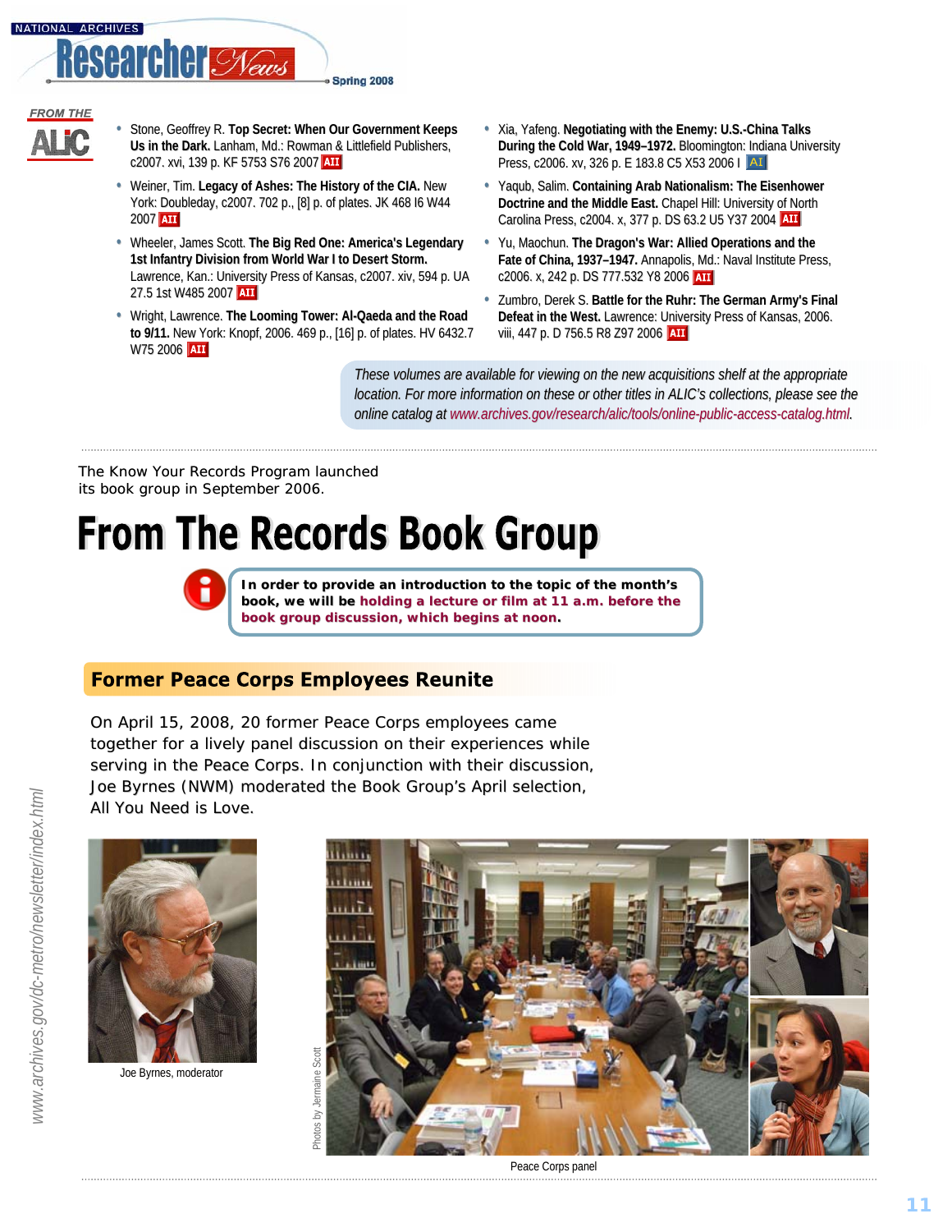FROM THE ALIC

- Stone, Geoffrey R. **Top Secret: When Our Government Keeps Us in the Dark.** Lanham, Md.: Rowman & Littlefield Publishers, c2007. xvi, 139 p. KF 5753 S76 2007 AII
- Weiner, Tim. **Legacy of Ashes: The History of the CIA.** New York: Doubleday, c2007. 702 p., [8] p. of plates. JK 468 I6 W44 2007 AII
- Wheeler, James Scott. **The Big Red One: America's Legendary 1st Infantry Division from World War I to Desert Storm.** Lawrence, Kan.: University Press of Kansas, c2007. xiv, 594 p. UA 27.5 1st W485 2007 AII
- Wright, Lawrence. **The Looming Tower: Al-Qaeda and the Road to 9/11.** New York: Knopf, 2006. 469 p., [16] p. of plates. HV 6432.7 W75 2006 AII
- Xia, Yafeng. **Negotiating with the Enemy: U.S.-China Talks During the Cold War, 1949–1972.** Bloomington: Indiana University Press, c2006. xv, 326 p. E 183.8 C5 X53 2006 I AI
- Yaqub, Salim. **Containing Arab Nationalism: The Eisenhower Doctrine and the Middle East.** Chapel Hill: University of North Carolina Press, c2004. x, 377 p. DS 63.2 U5 Y37 2004 AII
- Yu, Maochun. **The Dragon's War: Allied Operations and the Fate of China, 1937–1947.** Annapolis, Md.: Naval Institute Press, c2006. x, 242 p. DS 777.532 Y8 2006 AII
- Zumbro, Derek S. **Battle for the Ruhr: The German Army's Final Defeat in the West.** Lawrence: University Press of Kansas, 2006. viii, 447 p. D 756.5 R8 Z97 2006 AII

*These volumes are available for viewing on the new acquisitions shelf at the appropriate location. For more information on these or other titles in ALIC's collections, please see the online catalog at www.archives.gov/research/alic/tools/online-public-access-catalog.html.*

The Know Your Records Program launched its book group in September 2006.

# From The Records Book Group

**In order to provide an introduction to the topic of the month's book, we will be holding a lecture or film at 11 a.m. before the book group discussion, which begins at noon.**

## Former Peace Corps Employees Reunite

On April 15, 2008, 20 former Peace Corps employees came together for a lively panel discussion on their experiences while serving in the Peace Corps. In conjunction with their discussion, Joe Byrnes (NWM) moderated the Book Group's April selection, All You Need is Love.

Joe Byrnes, moderator

Photos by Jermaine Scott

Peace Corps panel

www.archives.gov/dc-metro/newsletter/index.html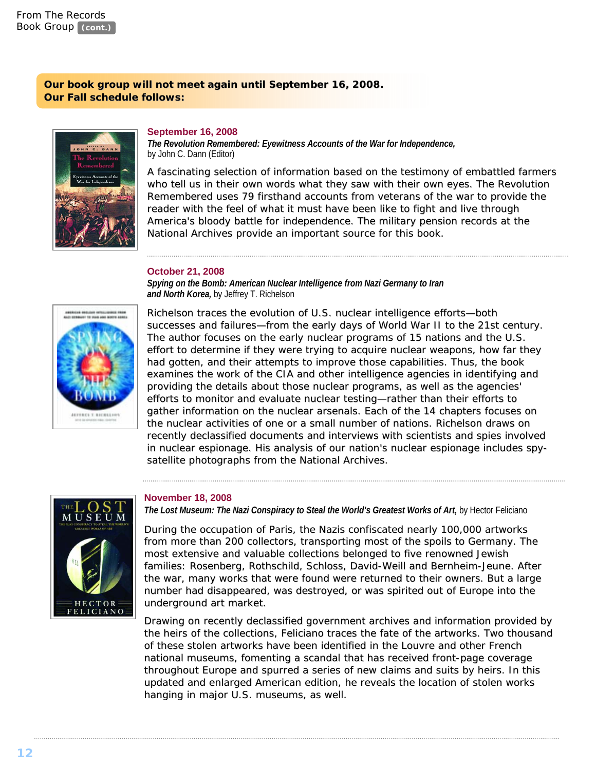**Our book group will not meet again until September 16, 2008. Our Fall schedule follows:**

### September 16, 2008

***The Revolution Remembered: Eyewitness Accounts of the War for Independence,*** by John C. Dann (Editor)

A fascinating selection of information based on the testimony of embattled farmers who tell us in their own words what they saw with their own eyes. The Revolution Remembered uses 79 firsthand accounts from veterans of the war to provide the reader with the feel of what it must have been like to fight and live through America's bloody battle for independence. The military pension records at the National Archives provide an important source for this book.

### October 21, 2008

***Spying on the Bomb: American Nuclear Intelligence from Nazi Germany to Iran and North Korea,*** by Jeffrey T. Richelson

Richelson traces the evolution of U.S. nuclear intelligence efforts—both successes and failures—from the early days of World War II to the 21st century. The author focuses on the early nuclear programs of 15 nations and the U.S. effort to determine if they were trying to acquire nuclear weapons, how far they had gotten, and their attempts to improve those capabilities. Thus, the book examines the work of the CIA and other intelligence agencies in identifying and providing the details about those nuclear programs, as well as the agencies' efforts to monitor and evaluate nuclear testing—rather than their efforts to gather information on the nuclear arsenals. Each of the 14 chapters focuses on the nuclear activities of one or a small number of nations. Richelson draws on recently declassified documents and interviews with scientists and spies involved in nuclear espionage. His analysis of our nation's nuclear espionage includes spy-satellite photographs from the National Archives.

### November 18, 2008

***The Lost Museum: The Nazi Conspiracy to Steal the World's Greatest Works of Art,*** by Hector Feliciano

During the occupation of Paris, the Nazis confiscated nearly 100,000 artworks from more than 200 collectors, transporting most of the spoils to Germany. The most extensive and valuable collections belonged to five renowned Jewish families: Rosenberg, Rothschild, Schloss, David-Weill and Bernheim-Jeune. After the war, many works that were found were returned to their owners. But a large number had disappeared, was destroyed, or was spirited out of Europe into the underground art market.

Drawing on recently declassified government archives and information provided by the heirs of the collections, Feliciano traces the fate of the artworks. Two thousand of these stolen artworks have been identified in the Louvre and other French national museums, fomenting a scandal that has received front-page coverage throughout Europe and spurred a series of new claims and suits by heirs. In this updated and enlarged American edition, he reveals the location of stolen works hanging in major U.S. museums, as well.